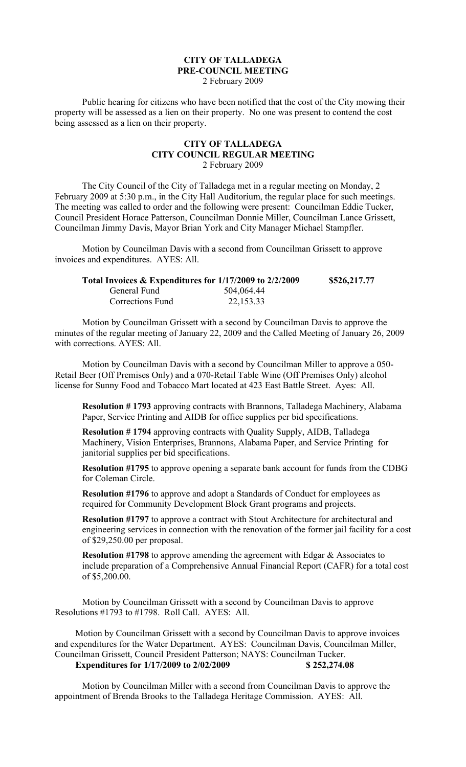**CITY OF TALLADEGA**
**PRE-COUNCIL MEETING**
2 February 2009

Public hearing for citizens who have been notified that the cost of the City mowing their property will be assessed as a lien on their property. No one was present to contend the cost being assessed as a lien on their property.

**CITY OF TALLADEGA**
**CITY COUNCIL REGULAR MEETING**
2 February 2009

The City Council of the City of Talladega met in a regular meeting on Monday, 2 February 2009 at 5:30 p.m., in the City Hall Auditorium, the regular place for such meetings. The meeting was called to order and the following were present: Councilman Eddie Tucker, Council President Horace Patterson, Councilman Donnie Miller, Councilman Lance Grissett, Councilman Jimmy Davis, Mayor Brian York and City Manager Michael Stampfler.

Motion by Councilman Davis with a second from Councilman Grissett to approve invoices and expenditures. AYES: All.

| **Total Invoices & Expenditures for 1/17/2009 to 2/2/2009** | | **$526,217.77** |
|---|---|---|
| General Fund | 504,064.44 | |
| Corrections Fund | 22,153.33 | |

Motion by Councilman Grissett with a second by Councilman Davis to approve the minutes of the regular meeting of January 22, 2009 and the Called Meeting of January 26, 2009 with corrections. AYES: All.

Motion by Councilman Davis with a second by Councilman Miller to approve a 050-Retail Beer (Off Premises Only) and a 070-Retail Table Wine (Off Premises Only) alcohol license for Sunny Food and Tobacco Mart located at 423 East Battle Street. Ayes: All.

**Resolution # 1793** approving contracts with Brannons, Talladega Machinery, Alabama Paper, Service Printing and AIDB for office supplies per bid specifications.

**Resolution # 1794** approving contracts with Quality Supply, AIDB, Talladega Machinery, Vision Enterprises, Brannons, Alabama Paper, and Service Printing for janitorial supplies per bid specifications.

**Resolution #1795** to approve opening a separate bank account for funds from the CDBG for Coleman Circle.

**Resolution #1796** to approve and adopt a Standards of Conduct for employees as required for Community Development Block Grant programs and projects.

**Resolution #1797** to approve a contract with Stout Architecture for architectural and engineering services in connection with the renovation of the former jail facility for a cost of $29,250.00 per proposal.

**Resolution #1798** to approve amending the agreement with Edgar & Associates to include preparation of a Comprehensive Annual Financial Report (CAFR) for a total cost of $5,200.00.

Motion by Councilman Grissett with a second by Councilman Davis to approve Resolutions #1793 to #1798. Roll Call. AYES: All.

Motion by Councilman Grissett with a second by Councilman Davis to approve invoices and expenditures for the Water Department. AYES: Councilman Davis, Councilman Miller, Councilman Grissett, Council President Patterson; NAYS: Councilman Tucker.

**Expenditures for 1/17/2009 to 2/02/2009 $ 252,274.08**

Motion by Councilman Miller with a second from Councilman Davis to approve the appointment of Brenda Brooks to the Talladega Heritage Commission. AYES: All.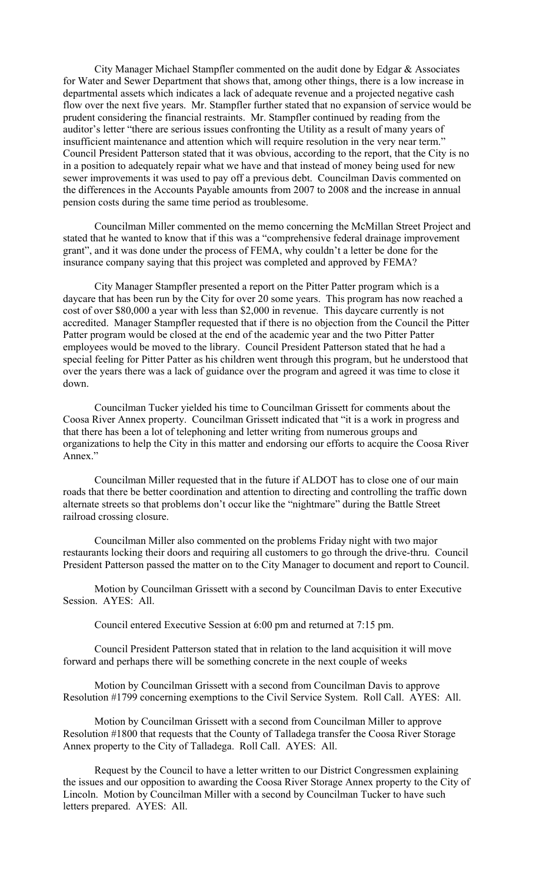City Manager Michael Stampfler commented on the audit done by Edgar & Associates for Water and Sewer Department that shows that, among other things, there is a low increase in departmental assets which indicates a lack of adequate revenue and a projected negative cash flow over the next five years. Mr. Stampfler further stated that no expansion of service would be prudent considering the financial restraints. Mr. Stampfler continued by reading from the auditor's letter "there are serious issues confronting the Utility as a result of many years of insufficient maintenance and attention which will require resolution in the very near term." Council President Patterson stated that it was obvious, according to the report, that the City is no in a position to adequately repair what we have and that instead of money being used for new sewer improvements it was used to pay off a previous debt. Councilman Davis commented on the differences in the Accounts Payable amounts from 2007 to 2008 and the increase in annual pension costs during the same time period as troublesome.

Councilman Miller commented on the memo concerning the McMillan Street Project and stated that he wanted to know that if this was a "comprehensive federal drainage improvement grant", and it was done under the process of FEMA, why couldn't a letter be done for the insurance company saying that this project was completed and approved by FEMA?

City Manager Stampfler presented a report on the Pitter Patter program which is a daycare that has been run by the City for over 20 some years. This program has now reached a cost of over $80,000 a year with less than $2,000 in revenue. This daycare currently is not accredited. Manager Stampfler requested that if there is no objection from the Council the Pitter Patter program would be closed at the end of the academic year and the two Pitter Patter employees would be moved to the library. Council President Patterson stated that he had a special feeling for Pitter Patter as his children went through this program, but he understood that over the years there was a lack of guidance over the program and agreed it was time to close it down.

Councilman Tucker yielded his time to Councilman Grissett for comments about the Coosa River Annex property. Councilman Grissett indicated that "it is a work in progress and that there has been a lot of telephoning and letter writing from numerous groups and organizations to help the City in this matter and endorsing our efforts to acquire the Coosa River Annex."

Councilman Miller requested that in the future if ALDOT has to close one of our main roads that there be better coordination and attention to directing and controlling the traffic down alternate streets so that problems don't occur like the "nightmare" during the Battle Street railroad crossing closure.

Councilman Miller also commented on the problems Friday night with two major restaurants locking their doors and requiring all customers to go through the drive-thru. Council President Patterson passed the matter on to the City Manager to document and report to Council.

Motion by Councilman Grissett with a second by Councilman Davis to enter Executive Session. AYES: All.

Council entered Executive Session at 6:00 pm and returned at 7:15 pm.

Council President Patterson stated that in relation to the land acquisition it will move forward and perhaps there will be something concrete in the next couple of weeks

Motion by Councilman Grissett with a second from Councilman Davis to approve Resolution #1799 concerning exemptions to the Civil Service System. Roll Call. AYES: All.

Motion by Councilman Grissett with a second from Councilman Miller to approve Resolution #1800 that requests that the County of Talladega transfer the Coosa River Storage Annex property to the City of Talladega. Roll Call. AYES: All.

Request by the Council to have a letter written to our District Congressmen explaining the issues and our opposition to awarding the Coosa River Storage Annex property to the City of Lincoln. Motion by Councilman Miller with a second by Councilman Tucker to have such letters prepared. AYES: All.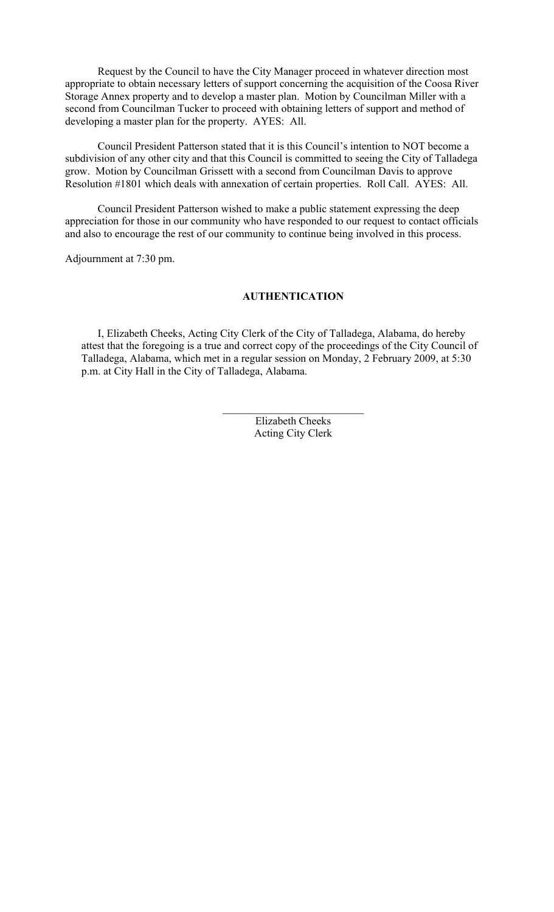Request by the Council to have the City Manager proceed in whatever direction most appropriate to obtain necessary letters of support concerning the acquisition of the Coosa River Storage Annex property and to develop a master plan. Motion by Councilman Miller with a second from Councilman Tucker to proceed with obtaining letters of support and method of developing a master plan for the property. AYES: All.

Council President Patterson stated that it is this Council's intention to NOT become a subdivision of any other city and that this Council is committed to seeing the City of Talladega grow. Motion by Councilman Grissett with a second from Councilman Davis to approve Resolution #1801 which deals with annexation of certain properties. Roll Call. AYES: All.

Council President Patterson wished to make a public statement expressing the deep appreciation for those in our community who have responded to our request to contact officials and also to encourage the rest of our community to continue being involved in this process.

Adjournment at 7:30 pm.

**AUTHENTICATION**

I, Elizabeth Cheeks, Acting City Clerk of the City of Talladega, Alabama, do hereby attest that the foregoing is a true and correct copy of the proceedings of the City Council of Talladega, Alabama, which met in a regular session on Monday, 2 February 2009, at 5:30 p.m. at City Hall in the City of Talladega, Alabama.

\_\_\_\_\_\_\_\_\_\_\_\_\_\_\_\_\_\_\_\_\_\_\_\_\_\_\_

Elizabeth Cheeks
Acting City Clerk